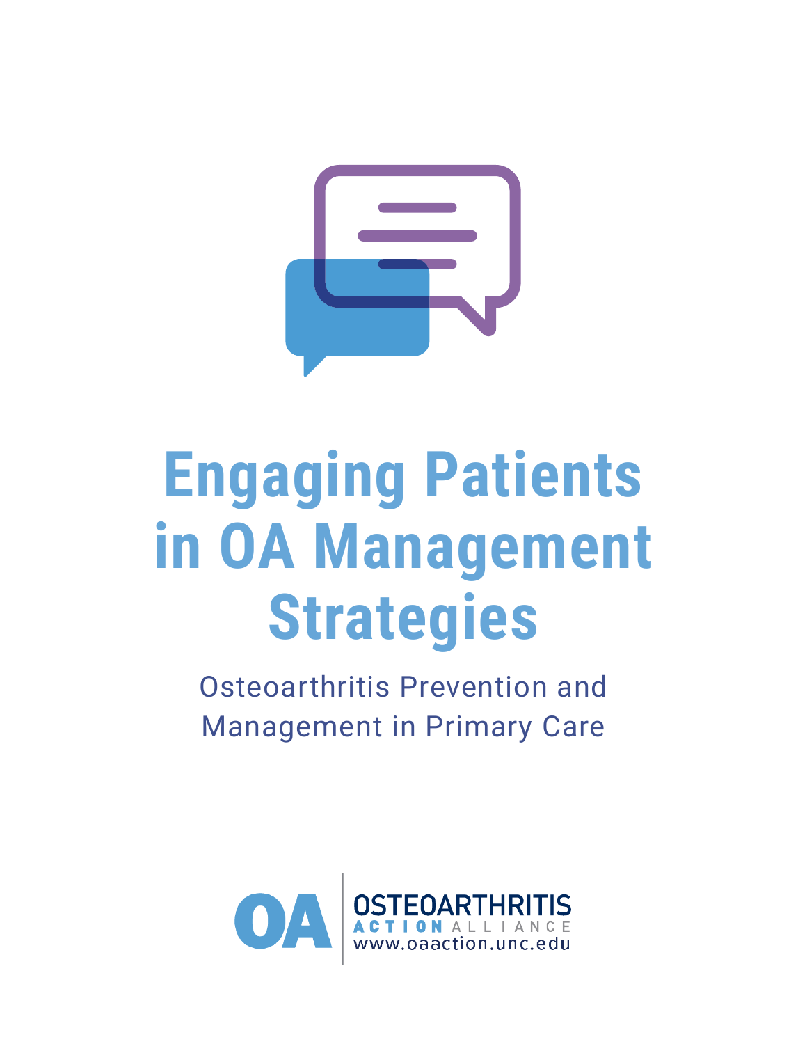# Engaging Patients in OA Management Strategies

Osteoarthritis Prevention and Management in Primary Care

OA OSTEOARTHRITIS ACTION ALLIANCE
www.oaaction.unc.edu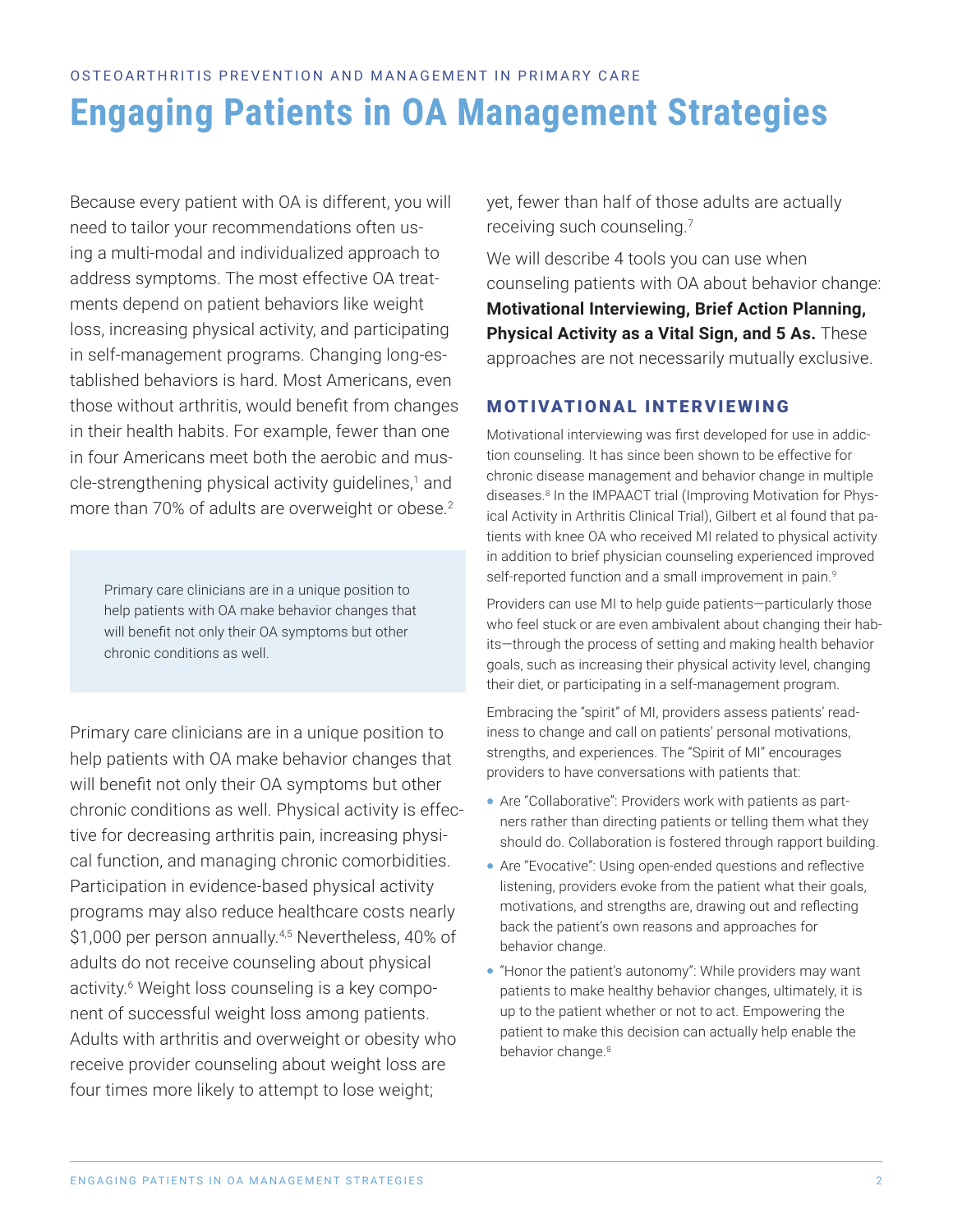OSTEOARTHRITIS PREVENTION AND MANAGEMENT IN PRIMARY CARE

# Engaging Patients in OA Management Strategies

Because every patient with OA is different, you will need to tailor your recommendations often using a multi-modal and individualized approach to address symptoms. The most effective OA treatments depend on patient behaviors like weight loss, increasing physical activity, and participating in self-management programs. Changing long-established behaviors is hard. Most Americans, even those without arthritis, would benefit from changes in their health habits. For example, fewer than one in four Americans meet both the aerobic and muscle-strengthening physical activity guidelines,[1] and more than 70% of adults are overweight or obese.[2]

> Primary care clinicians are in a unique position to help patients with OA make behavior changes that will benefit not only their OA symptoms but other chronic conditions as well.

Primary care clinicians are in a unique position to help patients with OA make behavior changes that will benefit not only their OA symptoms but other chronic conditions as well. Physical activity is effective for decreasing arthritis pain, increasing physical function, and managing chronic comorbidities. Participation in evidence-based physical activity programs may also reduce healthcare costs nearly $1,000 per person annually.[4,5] Nevertheless, 40% of adults do not receive counseling about physical activity.[6] Weight loss counseling is a key component of successful weight loss among patients. Adults with arthritis and overweight or obesity who receive provider counseling about weight loss are four times more likely to attempt to lose weight; yet, fewer than half of those adults are actually receiving such counseling.[7]

We will describe 4 tools you can use when counseling patients with OA about behavior change: **Motivational Interviewing, Brief Action Planning, Physical Activity as a Vital Sign, and 5 As.** These approaches are not necessarily mutually exclusive.

## MOTIVATIONAL INTERVIEWING

Motivational interviewing was first developed for use in addiction counseling. It has since been shown to be effective for chronic disease management and behavior change in multiple diseases.[8] In the IMPAACT trial (Improving Motivation for Physical Activity in Arthritis Clinical Trial), Gilbert et al found that patients with knee OA who received MI related to physical activity in addition to brief physician counseling experienced improved self-reported function and a small improvement in pain.[9]

Providers can use MI to help guide patients—particularly those who feel stuck or are even ambivalent about changing their habits—through the process of setting and making health behavior goals, such as increasing their physical activity level, changing their diet, or participating in a self-management program.

Embracing the "spirit" of MI, providers assess patients' readiness to change and call on patients' personal motivations, strengths, and experiences. The "Spirit of MI" encourages providers to have conversations with patients that:

- Are "Collaborative": Providers work with patients as partners rather than directing patients or telling them what they should do. Collaboration is fostered through rapport building.
- Are "Evocative": Using open-ended questions and reflective listening, providers evoke from the patient what their goals, motivations, and strengths are, drawing out and reflecting back the patient's own reasons and approaches for behavior change.
- "Honor the patient's autonomy": While providers may want patients to make healthy behavior changes, ultimately, it is up to the patient whether or not to act. Empowering the patient to make this decision can actually help enable the behavior change.[8]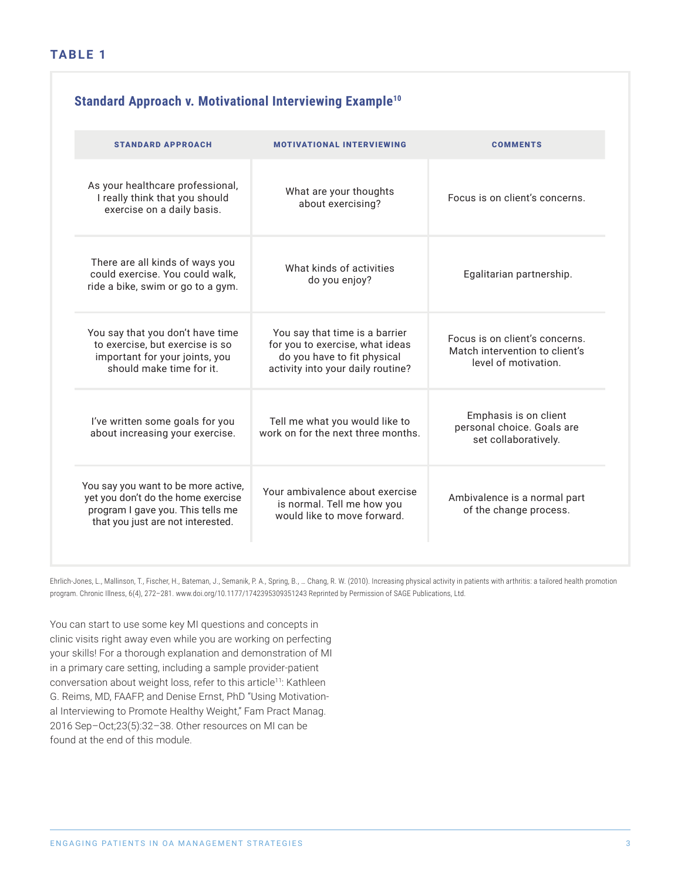**TABLE 1**

## Standard Approach v. Motivational Interviewing Example[10]

| STANDARD APPROACH | MOTIVATIONAL INTERVIEWING | COMMENTS |
|---|---|---|
| As your healthcare professional, I really think that you should exercise on a daily basis. | What are your thoughts about exercising? | Focus is on client's concerns. |
| There are all kinds of ways you could exercise. You could walk, ride a bike, swim or go to a gym. | What kinds of activities do you enjoy? | Egalitarian partnership. |
| You say that you don't have time to exercise, but exercise is so important for your joints, you should make time for it. | You say that time is a barrier for you to exercise, what ideas do you have to fit physical activity into your daily routine? | Focus is on client's concerns. Match intervention to client's level of motivation. |
| I've written some goals for you about increasing your exercise. | Tell me what you would like to work on for the next three months. | Emphasis is on client personal choice. Goals are set collaboratively. |
| You say you want to be more active, yet you don't do the home exercise program I gave you. This tells me that you just are not interested. | Your ambivalence about exercise is normal. Tell me how you would like to move forward. | Ambivalence is a normal part of the change process. |

Ehrlich-Jones, L., Mallinson, T., Fischer, H., Bateman, J., Semanik, P. A., Spring, B., … Chang, R. W. (2010). Increasing physical activity in patients with arthritis: a tailored health promotion program. Chronic Illness, 6(4), 272–281. www.doi.org/10.1177/1742395309351243 Reprinted by Permission of SAGE Publications, Ltd.

You can start to use some key MI questions and concepts in clinic visits right away even while you are working on perfecting your skills! For a thorough explanation and demonstration of MI in a primary care setting, including a sample provider-patient conversation about weight loss, refer to this article[11]: Kathleen G. Reims, MD, FAAFP, and Denise Ernst, PhD "Using Motivational Interviewing to Promote Healthy Weight," Fam Pract Manag. 2016 Sep–Oct;23(5):32–38. Other resources on MI can be found at the end of this module.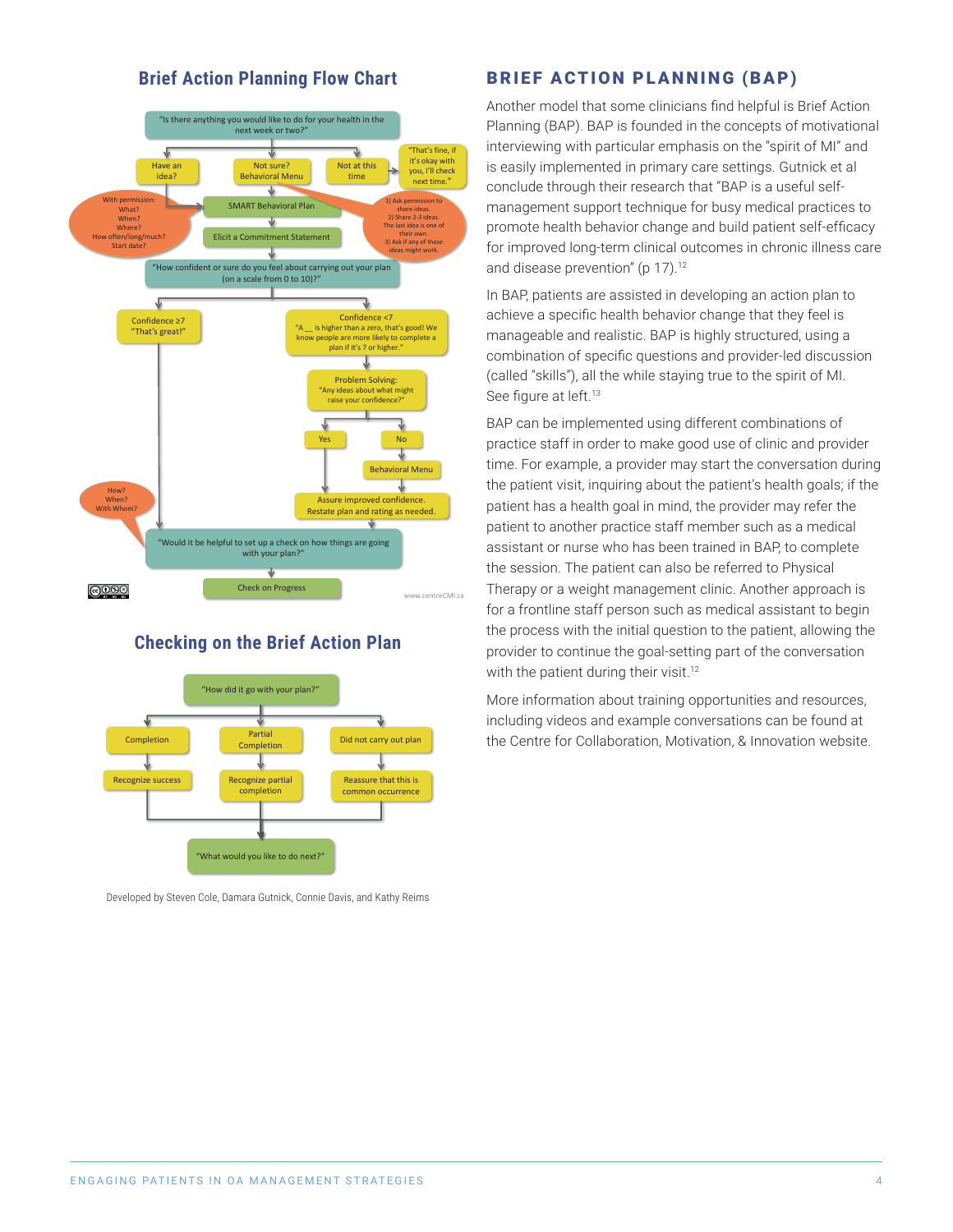## Brief Action Planning Flow Chart

"Is there anything you would like to do for your health in the next week or two?"

- Have an idea?
- Not sure? Behavioral Menu
- Not at this time
- "That's fine, if it's okay with you, I'll check next time."

With permission: What? When? Where? How often/long/much? Start date?

1) Ask permission to share ideas. 2) Share 2-3 ideas. The last idea is one of their own. 3) Ask if any of these ideas might work.

SMART Behavioral Plan

Elicit a Commitment Statement

"How confident or sure do you feel about carrying out your plan (on a scale from 0 to 10)?"

- Confidence ≥7 "That's great!"
- Confidence <7 "A __ is higher than a zero, that's good! We know people are more likely to complete a plan if it's 7 or higher."

Problem Solving: "Any ideas about what might raise your confidence?"

- Yes
- No → Behavioral Menu

Assure improved confidence. Restate plan and rating as needed.

How? When? With Whom?

"Would it be helpful to set up a check on how things are going with your plan?"

Check on Progress

www.centreCMI.ca

## Checking on the Brief Action Plan

"How did it go with your plan?"

- Completion → Recognize success
- Partial Completion → Recognize partial completion
- Did not carry out plan → Reassure that this is common occurrence

"What would you like to do next?"

Developed by Steven Cole, Damara Gutnick, Connie Davis, and Kathy Reims

## BRIEF ACTION PLANNING (BAP)

Another model that some clinicians find helpful is Brief Action Planning (BAP). BAP is founded in the concepts of motivational interviewing with particular emphasis on the "spirit of MI" and is easily implemented in primary care settings. Gutnick et al conclude through their research that "BAP is a useful self-management support technique for busy medical practices to promote health behavior change and build patient self-efficacy for improved long-term clinical outcomes in chronic illness care and disease prevention" (p 17).[12]

In BAP, patients are assisted in developing an action plan to achieve a specific health behavior change that they feel is manageable and realistic. BAP is highly structured, using a combination of specific questions and provider-led discussion (called "skills"), all the while staying true to the spirit of MI. See figure at left.[13]

BAP can be implemented using different combinations of practice staff in order to make good use of clinic and provider time. For example, a provider may start the conversation during the patient visit, inquiring about the patient's health goals; if the patient has a health goal in mind, the provider may refer the patient to another practice staff member such as a medical assistant or nurse who has been trained in BAP, to complete the session. The patient can also be referred to Physical Therapy or a weight management clinic. Another approach is for a frontline staff person such as medical assistant to begin the process with the initial question to the patient, allowing the provider to continue the goal-setting part of the conversation with the patient during their visit.[12]

More information about training opportunities and resources, including videos and example conversations can be found at the Centre for Collaboration, Motivation, & Innovation website.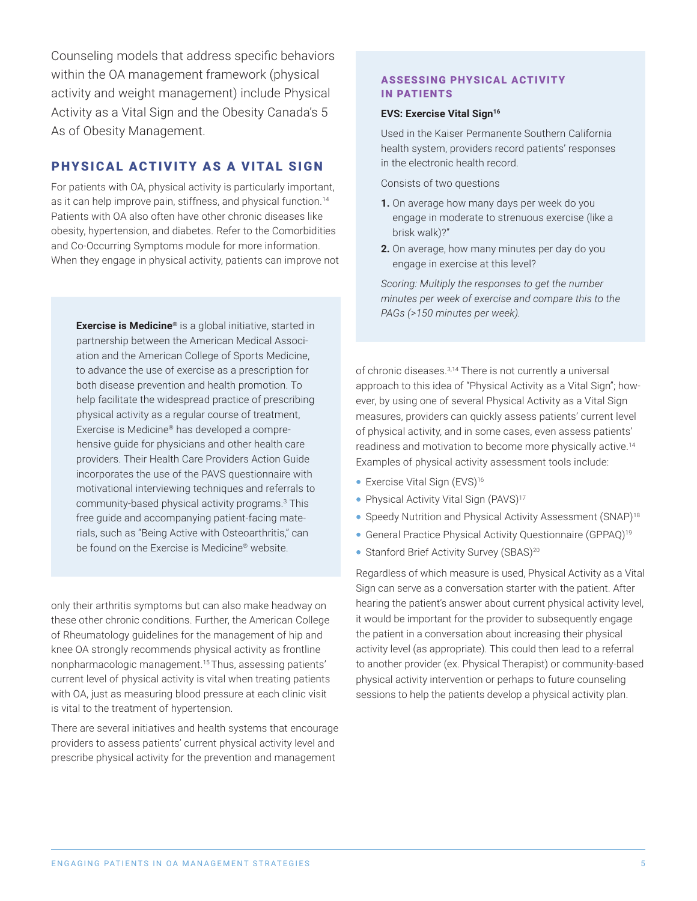Counseling models that address specific behaviors within the OA management framework (physical activity and weight management) include Physical Activity as a Vital Sign and the Obesity Canada's 5 As of Obesity Management.

## PHYSICAL ACTIVITY AS A VITAL SIGN

For patients with OA, physical activity is particularly important, as it can help improve pain, stiffness, and physical function.[14] Patients with OA also often have other chronic diseases like obesity, hypertension, and diabetes. Refer to the Comorbidities and Co-Occurring Symptoms module for more information. When they engage in physical activity, patients can improve not only their arthritis symptoms but can also make headway on these other chronic conditions. Further, the American College of Rheumatology guidelines for the management of hip and knee OA strongly recommends physical activity as frontline nonpharmacologic management.[15] Thus, assessing patients' current level of physical activity is vital when treating patients with OA, just as measuring blood pressure at each clinic visit is vital to the treatment of hypertension.

There are several initiatives and health systems that encourage providers to assess patients' current physical activity level and prescribe physical activity for the prevention and management of chronic diseases.[3,14] There is not currently a universal approach to this idea of "Physical Activity as a Vital Sign"; however, by using one of several Physical Activity as a Vital Sign measures, providers can quickly assess patients' current level of physical activity, and in some cases, even assess patients' readiness and motivation to become more physically active.[14] Examples of physical activity assessment tools include:

- Exercise Vital Sign (EVS)[16]
- Physical Activity Vital Sign (PAVS)[17]
- Speedy Nutrition and Physical Activity Assessment (SNAP)[18]
- General Practice Physical Activity Questionnaire (GPPAQ)[19]
- Stanford Brief Activity Survey (SBAS)[20]

Regardless of which measure is used, Physical Activity as a Vital Sign can serve as a conversation starter with the patient. After hearing the patient's answer about current physical activity level, it would be important for the provider to subsequently engage the patient in a conversation about increasing their physical activity level (as appropriate). This could then lead to a referral to another provider (ex. Physical Therapist) or community-based physical activity intervention or perhaps to future counseling sessions to help the patients develop a physical activity plan.

**Exercise is Medicine®** is a global initiative, started in partnership between the American Medical Association and the American College of Sports Medicine, to advance the use of exercise as a prescription for both disease prevention and health promotion. To help facilitate the widespread practice of prescribing physical activity as a regular course of treatment, Exercise is Medicine® has developed a comprehensive guide for physicians and other health care providers. Their Health Care Providers Action Guide incorporates the use of the PAVS questionnaire with motivational interviewing techniques and referrals to community-based physical activity programs.[3] This free guide and accompanying patient-facing materials, such as "Being Active with Osteoarthritis," can be found on the Exercise is Medicine® website.

### ASSESSING PHYSICAL ACTIVITY IN PATIENTS

**EVS: Exercise Vital Sign[16]**

Used in the Kaiser Permanente Southern California health system, providers record patients' responses in the electronic health record.

Consists of two questions

1. On average how many days per week do you engage in moderate to strenuous exercise (like a brisk walk)?"
2. On average, how many minutes per day do you engage in exercise at this level?

*Scoring: Multiply the responses to get the number minutes per week of exercise and compare this to the PAGs (>150 minutes per week).*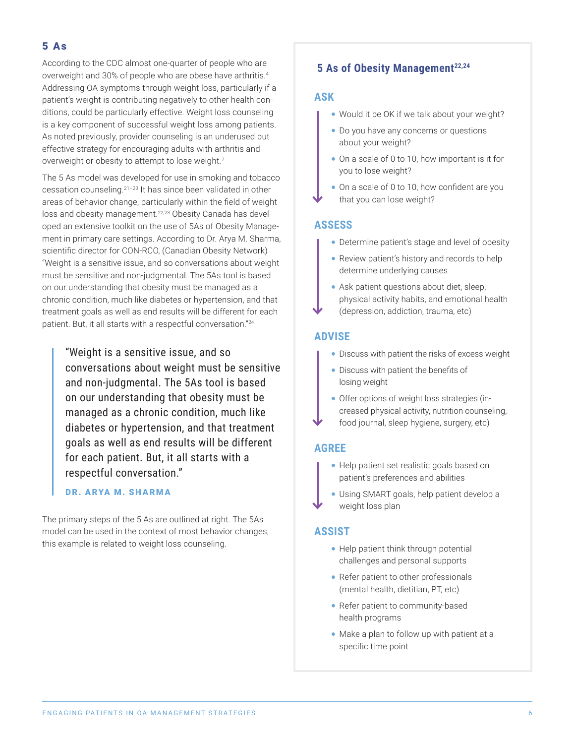## 5 As

According to the CDC almost one-quarter of people who are overweight and 30% of people who are obese have arthritis.[4] Addressing OA symptoms through weight loss, particularly if a patient's weight is contributing negatively to other health conditions, could be particularly effective. Weight loss counseling is a key component of successful weight loss among patients. As noted previously, provider counseling is an underused but effective strategy for encouraging adults with arthritis and overweight or obesity to attempt to lose weight.[7]

The 5 As model was developed for use in smoking and tobacco cessation counseling.[21–23] It has since been validated in other areas of behavior change, particularly within the field of weight loss and obesity management.[22,23] Obesity Canada has developed an extensive toolkit on the use of 5As of Obesity Management in primary care settings. According to Dr. Arya M. Sharma, scientific director for CON-RCO, (Canadian Obesity Network) "Weight is a sensitive issue, and so conversations about weight must be sensitive and non-judgmental. The 5As tool is based on our understanding that obesity must be managed as a chronic condition, much like diabetes or hypertension, and that treatment goals as well as end results will be different for each patient. But, it all starts with a respectful conversation."[24]

> "Weight is a sensitive issue, and so conversations about weight must be sensitive and non-judgmental. The 5As tool is based on our understanding that obesity must be managed as a chronic condition, much like diabetes or hypertension, and that treatment goals as well as end results will be different for each patient. But, it all starts with a respectful conversation."
>
> **DR. ARYA M. SHARMA**

The primary steps of the 5 As are outlined at right. The 5As model can be used in the context of most behavior changes; this example is related to weight loss counseling.

### 5 As of Obesity Management[22,24]

#### ASK

- Would it be OK if we talk about your weight?
- Do you have any concerns or questions about your weight?
- On a scale of 0 to 10, how important is it for you to lose weight?
- On a scale of 0 to 10, how confident are you that you can lose weight?

#### ASSESS

- Determine patient's stage and level of obesity
- Review patient's history and records to help determine underlying causes
- Ask patient questions about diet, sleep, physical activity habits, and emotional health (depression, addiction, trauma, etc)

#### ADVISE

- Discuss with patient the risks of excess weight
- Discuss with patient the benefits of losing weight
- Offer options of weight loss strategies (increased physical activity, nutrition counseling, food journal, sleep hygiene, surgery, etc)

#### AGREE

- Help patient set realistic goals based on patient's preferences and abilities
- Using SMART goals, help patient develop a weight loss plan

#### ASSIST

- Help patient think through potential challenges and personal supports
- Refer patient to other professionals (mental health, dietitian, PT, etc)
- Refer patient to community-based health programs
- Make a plan to follow up with patient at a specific time point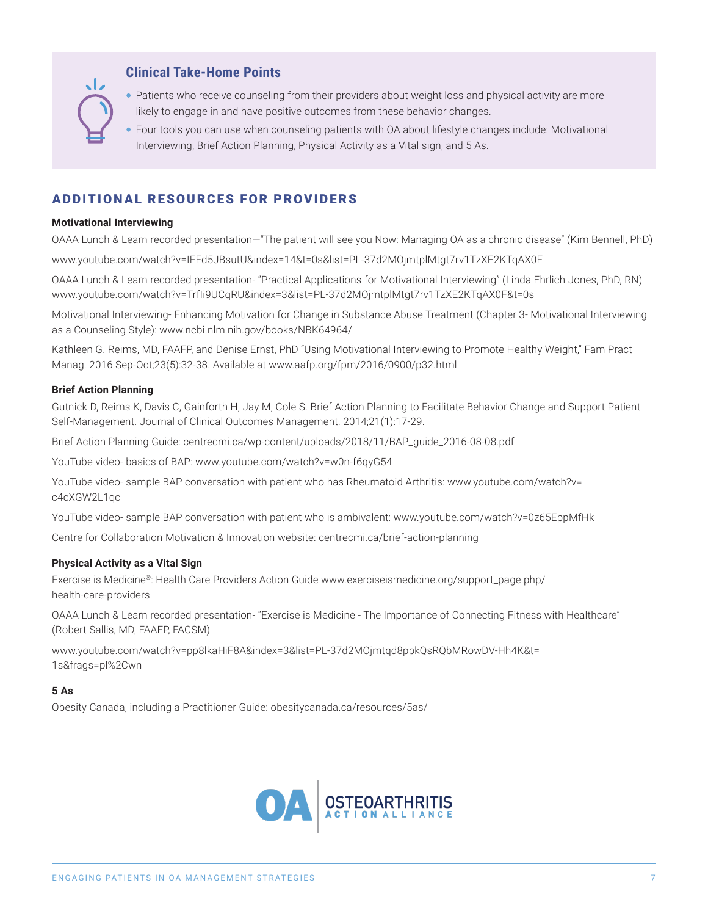### Clinical Take-Home Points

- Patients who receive counseling from their providers about weight loss and physical activity are more likely to engage in and have positive outcomes from these behavior changes.
- Four tools you can use when counseling patients with OA about lifestyle changes include: Motivational Interviewing, Brief Action Planning, Physical Activity as a Vital sign, and 5 As.

## ADDITIONAL RESOURCES FOR PROVIDERS

**Motivational Interviewing**

OAAA Lunch & Learn recorded presentation—"The patient will see you Now: Managing OA as a chronic disease" (Kim Bennell, PhD)

www.youtube.com/watch?v=IFFd5JBsutU&index=14&t=0s&list=PL-37d2MOjmtplMtgt7rv1TzXE2KTqAX0F

OAAA Lunch & Learn recorded presentation- "Practical Applications for Motivational Interviewing" (Linda Ehrlich Jones, PhD, RN) www.youtube.com/watch?v=TrfIi9UCqRU&index=3&list=PL-37d2MOjmtplMtgt7rv1TzXE2KTqAX0F&t=0s

Motivational Interviewing- Enhancing Motivation for Change in Substance Abuse Treatment (Chapter 3- Motivational Interviewing as a Counseling Style): www.ncbi.nlm.nih.gov/books/NBK64964/

Kathleen G. Reims, MD, FAAFP, and Denise Ernst, PhD "Using Motivational Interviewing to Promote Healthy Weight," Fam Pract Manag. 2016 Sep-Oct;23(5):32-38. Available at www.aafp.org/fpm/2016/0900/p32.html

**Brief Action Planning**

Gutnick D, Reims K, Davis C, Gainforth H, Jay M, Cole S. Brief Action Planning to Facilitate Behavior Change and Support Patient Self-Management. Journal of Clinical Outcomes Management. 2014;21(1):17-29.

Brief Action Planning Guide: centrecmi.ca/wp-content/uploads/2018/11/BAP_guide_2016-08-08.pdf

YouTube video- basics of BAP: www.youtube.com/watch?v=w0n-f6qyG54

YouTube video- sample BAP conversation with patient who has Rheumatoid Arthritis: www.youtube.com/watch?v=c4cXGW2L1qc

YouTube video- sample BAP conversation with patient who is ambivalent: www.youtube.com/watch?v=0z65EppMfHk

Centre for Collaboration Motivation & Innovation website: centrecmi.ca/brief-action-planning

**Physical Activity as a Vital Sign**

Exercise is Medicine®: Health Care Providers Action Guide www.exerciseismedicine.org/support_page.php/health-care-providers

OAAA Lunch & Learn recorded presentation- "Exercise is Medicine - The Importance of Connecting Fitness with Healthcare" (Robert Sallis, MD, FAAFP, FACSM)

www.youtube.com/watch?v=pp8lkaHiF8A&index=3&list=PL-37d2MOjmtqd8ppkQsRQbMRowDV-Hh4K&t=1s&frags=pl%2Cwn

**5 As**

Obesity Canada, including a Practitioner Guide: obesitycanada.ca/resources/5as/

OA OSTEOARTHRITIS ACTION ALLIANCE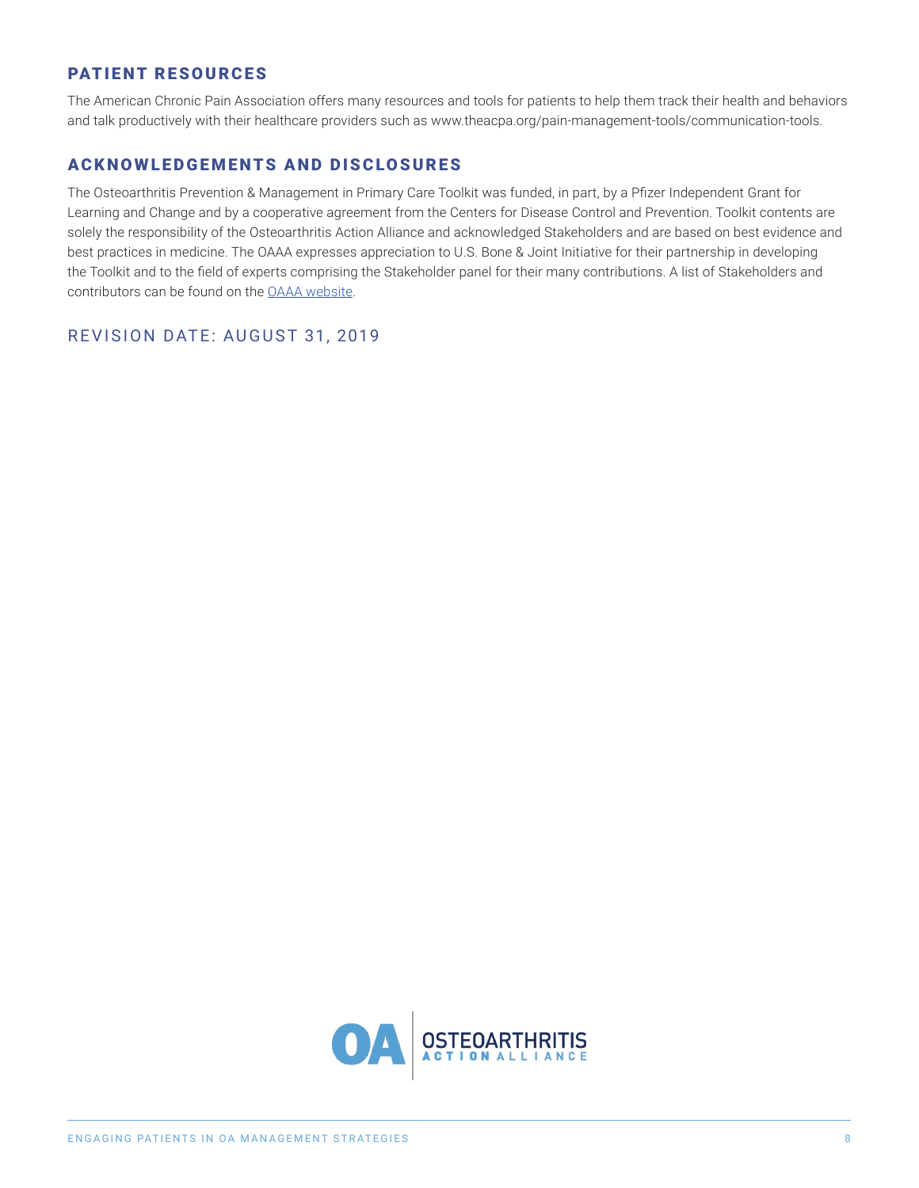## PATIENT RESOURCES

The American Chronic Pain Association offers many resources and tools for patients to help them track their health and behaviors and talk productively with their healthcare providers such as www.theacpa.org/pain-management-tools/communication-tools.

## ACKNOWLEDGEMENTS AND DISCLOSURES

The Osteoarthritis Prevention & Management in Primary Care Toolkit was funded, in part, by a Pfizer Independent Grant for Learning and Change and by a cooperative agreement from the Centers for Disease Control and Prevention. Toolkit contents are solely the responsibility of the Osteoarthritis Action Alliance and acknowledged Stakeholders and are based on best evidence and best practices in medicine. The OAAA expresses appreciation to U.S. Bone & Joint Initiative for their partnership in developing the Toolkit and to the field of experts comprising the Stakeholder panel for their many contributions. A list of Stakeholders and contributors can be found on the OAAA website.

## REVISION DATE: AUGUST 31, 2019

OA OSTEOARTHRITIS ACTION ALLIANCE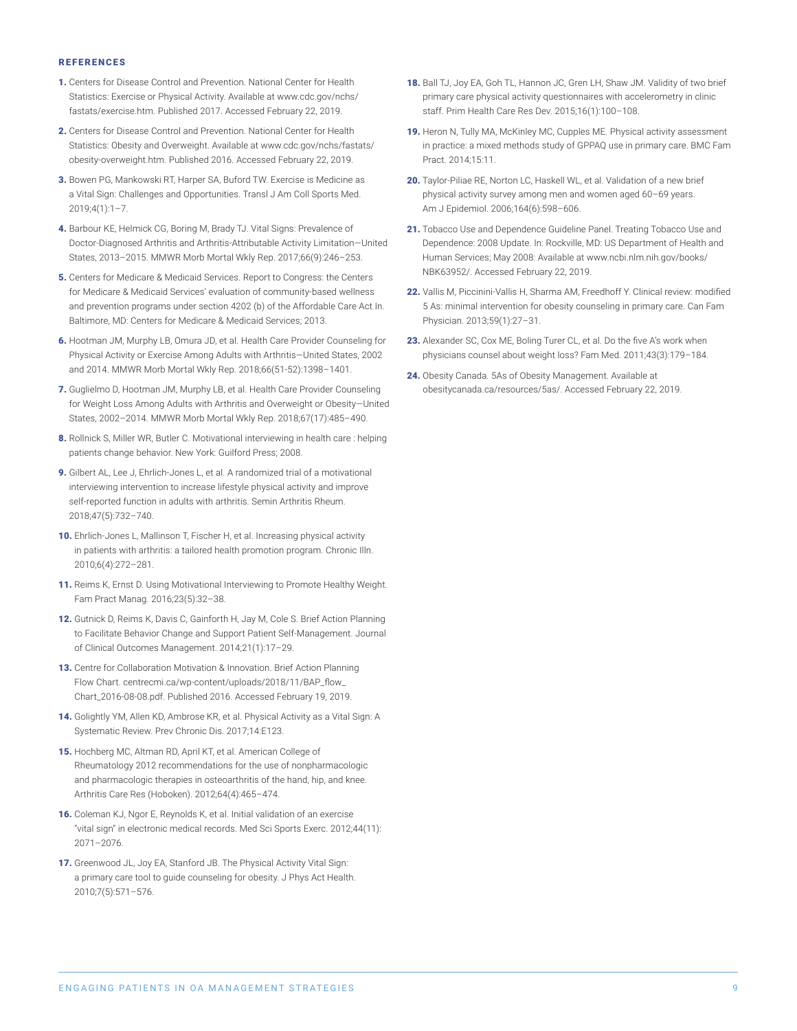### REFERENCES

1. Centers for Disease Control and Prevention. National Center for Health Statistics: Exercise or Physical Activity. Available at www.cdc.gov/nchs/fastats/exercise.htm. Published 2017. Accessed February 22, 2019.
2. Centers for Disease Control and Prevention. National Center for Health Statistics: Obesity and Overweight. Available at www.cdc.gov/nchs/fastats/obesity-overweight.htm. Published 2016. Accessed February 22, 2019.
3. Bowen PG, Mankowski RT, Harper SA, Buford TW. Exercise is Medicine as a Vital Sign: Challenges and Opportunities. Transl J Am Coll Sports Med. 2019;4(1):1–7.
4. Barbour KE, Helmick CG, Boring M, Brady TJ. Vital Signs: Prevalence of Doctor-Diagnosed Arthritis and Arthritis-Attributable Activity Limitation—United States, 2013–2015. MMWR Morb Mortal Wkly Rep. 2017;66(9):246–253.
5. Centers for Medicare & Medicaid Services. Report to Congress: the Centers for Medicare & Medicaid Services' evaluation of community-based wellness and prevention programs under section 4202 (b) of the Affordable Care Act In. Baltimore, MD: Centers for Medicare & Medicaid Services; 2013.
6. Hootman JM, Murphy LB, Omura JD, et al. Health Care Provider Counseling for Physical Activity or Exercise Among Adults with Arthritis—United States, 2002 and 2014. MMWR Morb Mortal Wkly Rep. 2018;66(51-52):1398–1401.
7. Guglielmo D, Hootman JM, Murphy LB, et al. Health Care Provider Counseling for Weight Loss Among Adults with Arthritis and Overweight or Obesity—United States, 2002–2014. MMWR Morb Mortal Wkly Rep. 2018;67(17):485–490.
8. Rollnick S, Miller WR, Butler C. Motivational interviewing in health care : helping patients change behavior. New York: Guilford Press; 2008.
9. Gilbert AL, Lee J, Ehrlich-Jones L, et al. A randomized trial of a motivational interviewing intervention to increase lifestyle physical activity and improve self-reported function in adults with arthritis. Semin Arthritis Rheum. 2018;47(5):732–740.
10. Ehrlich-Jones L, Mallinson T, Fischer H, et al. Increasing physical activity in patients with arthritis: a tailored health promotion program. Chronic Illn. 2010;6(4):272–281.
11. Reims K, Ernst D. Using Motivational Interviewing to Promote Healthy Weight. Fam Pract Manag. 2016;23(5):32–38.
12. Gutnick D, Reims K, Davis C, Gainforth H, Jay M, Cole S. Brief Action Planning to Facilitate Behavior Change and Support Patient Self-Management. Journal of Clinical Outcomes Management. 2014;21(1):17–29.
13. Centre for Collaboration Motivation & Innovation. Brief Action Planning Flow Chart. centrecmi.ca/wp-content/uploads/2018/11/BAP_flow_Chart_2016-08-08.pdf. Published 2016. Accessed February 19, 2019.
14. Golightly YM, Allen KD, Ambrose KR, et al. Physical Activity as a Vital Sign: A Systematic Review. Prev Chronic Dis. 2017;14:E123.
15. Hochberg MC, Altman RD, April KT, et al. American College of Rheumatology 2012 recommendations for the use of nonpharmacologic and pharmacologic therapies in osteoarthritis of the hand, hip, and knee. Arthritis Care Res (Hoboken). 2012;64(4):465–474.
16. Coleman KJ, Ngor E, Reynolds K, et al. Initial validation of an exercise "vital sign" in electronic medical records. Med Sci Sports Exerc. 2012;44(11): 2071–2076.
17. Greenwood JL, Joy EA, Stanford JB. The Physical Activity Vital Sign: a primary care tool to guide counseling for obesity. J Phys Act Health. 2010;7(5):571–576.
18. Ball TJ, Joy EA, Goh TL, Hannon JC, Gren LH, Shaw JM. Validity of two brief primary care physical activity questionnaires with accelerometry in clinic staff. Prim Health Care Res Dev. 2015;16(1):100–108.
19. Heron N, Tully MA, McKinley MC, Cupples ME. Physical activity assessment in practice: a mixed methods study of GPPAQ use in primary care. BMC Fam Pract. 2014;15:11.
20. Taylor-Piliae RE, Norton LC, Haskell WL, et al. Validation of a new brief physical activity survey among men and women aged 60–69 years. Am J Epidemiol. 2006;164(6):598–606.
21. Tobacco Use and Dependence Guideline Panel. Treating Tobacco Use and Dependence: 2008 Update. In: Rockville, MD: US Department of Health and Human Services; May 2008: Available at www.ncbi.nlm.nih.gov/books/NBK63952/. Accessed February 22, 2019.
22. Vallis M, Piccinini-Vallis H, Sharma AM, Freedhoff Y. Clinical review: modified 5 As: minimal intervention for obesity counseling in primary care. Can Fam Physician. 2013;59(1):27–31.
23. Alexander SC, Cox ME, Boling Turer CL, et al. Do the five A's work when physicians counsel about weight loss? Fam Med. 2011;43(3):179–184.
24. Obesity Canada. 5As of Obesity Management. Available at obesitycanada.ca/resources/5as/. Accessed February 22, 2019.